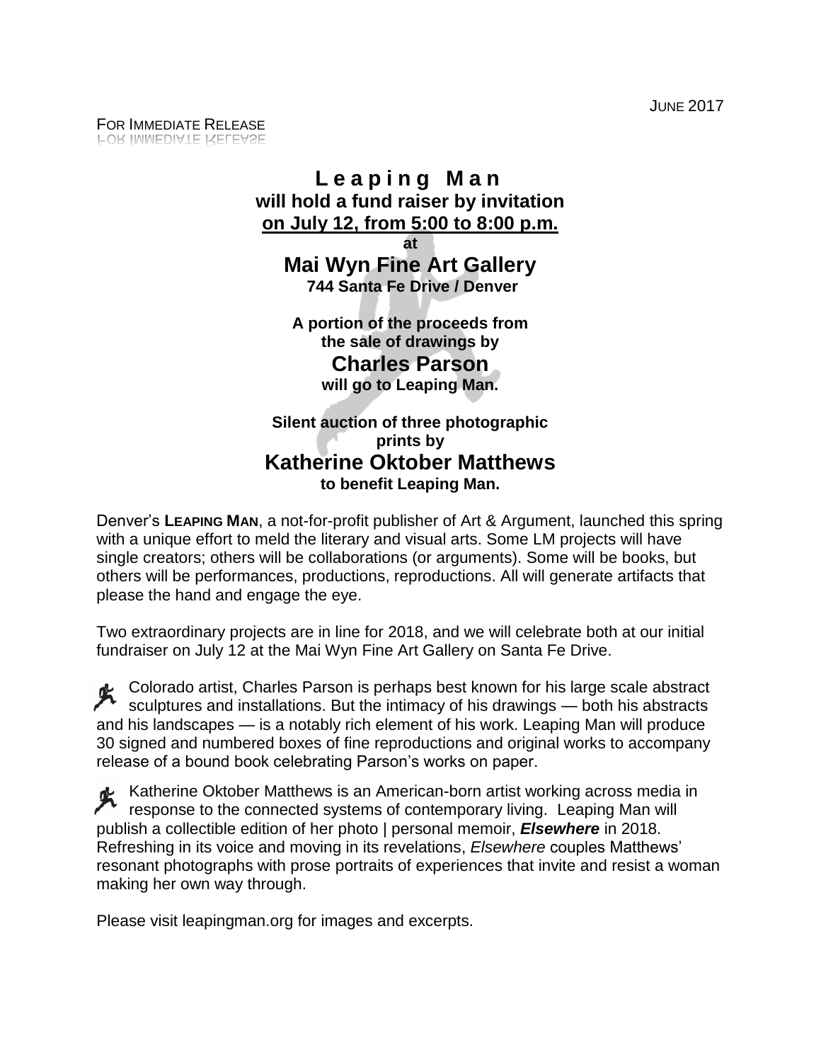JUNE 2017

FOR IMMEDIATE RELEASE

# Leaping Man

**will hold a fund raiser by invitation**
**on July 12, from 5:00 to 8:00 p.m.**
**at**

## Mai Wyn Fine Art Gallery

**744 Santa Fe Drive / Denver**

**A portion of the proceeds from the sale of drawings by**

## Charles Parson

**will go to Leaping Man.**

**Silent auction of three photographic prints by**

## Katherine Oktober Matthews

**to benefit Leaping Man.**

Denver's **LEAPING MAN**, a not-for-profit publisher of Art & Argument, launched this spring with a unique effort to meld the literary and visual arts. Some LM projects will have single creators; others will be collaborations (or arguments). Some will be books, but others will be performances, productions, reproductions. All will generate artifacts that please the hand and engage the eye.

Two extraordinary projects are in line for 2018, and we will celebrate both at our initial fundraiser on July 12 at the Mai Wyn Fine Art Gallery on Santa Fe Drive.

Colorado artist, Charles Parson is perhaps best known for his large scale abstract sculptures and installations. But the intimacy of his drawings — both his abstracts and his landscapes — is a notably rich element of his work. Leaping Man will produce 30 signed and numbered boxes of fine reproductions and original works to accompany release of a bound book celebrating Parson's works on paper.

Katherine Oktober Matthews is an American-born artist working across media in response to the connected systems of contemporary living. Leaping Man will publish a collectible edition of her photo | personal memoir, ***Elsewhere*** in 2018. Refreshing in its voice and moving in its revelations, *Elsewhere* couples Matthews' resonant photographs with prose portraits of experiences that invite and resist a woman making her own way through.

Please visit leapingman.org for images and excerpts.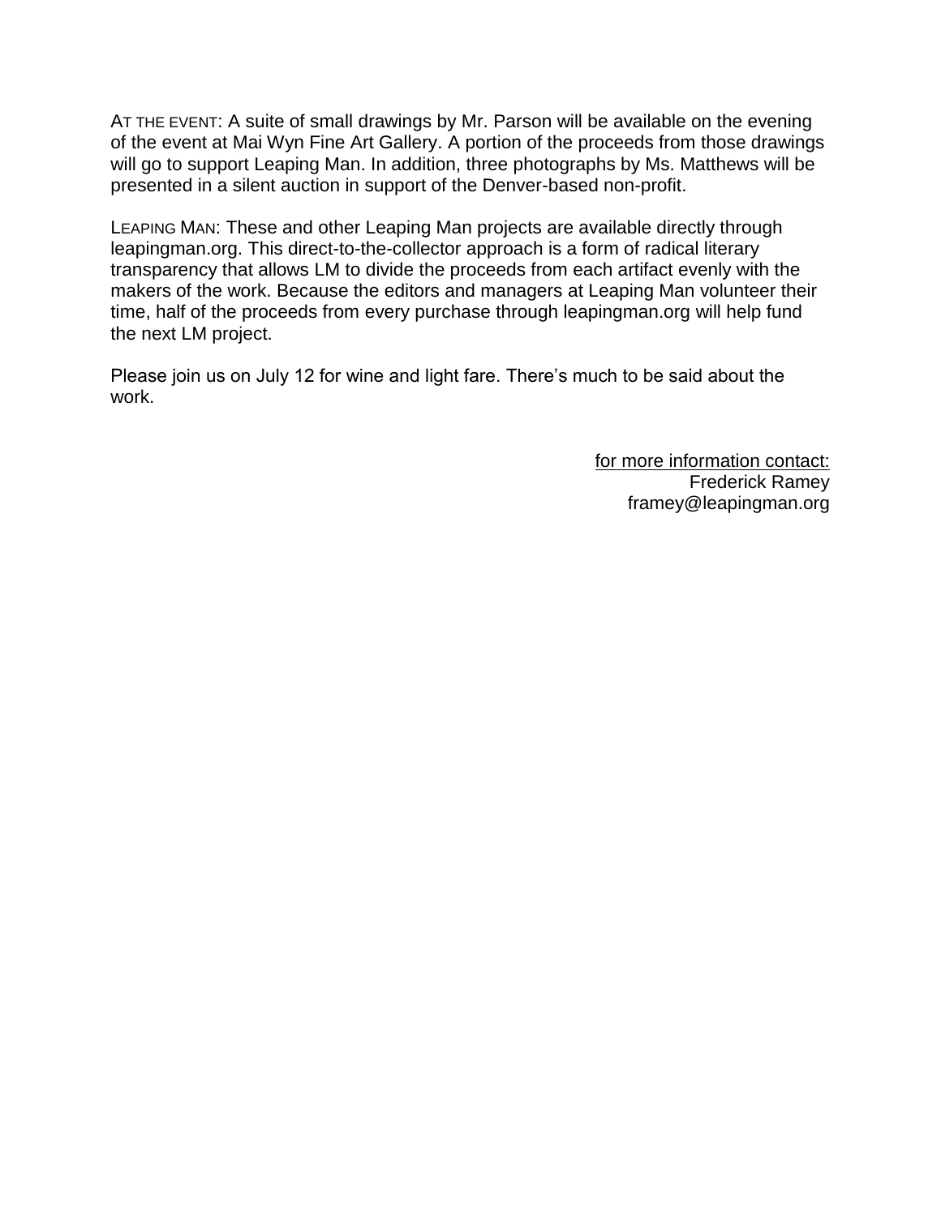AT THE EVENT: A suite of small drawings by Mr. Parson will be available on the evening of the event at Mai Wyn Fine Art Gallery. A portion of the proceeds from those drawings will go to support Leaping Man. In addition, three photographs by Ms. Matthews will be presented in a silent auction in support of the Denver-based non-profit.

LEAPING MAN: These and other Leaping Man projects are available directly through leapingman.org. This direct-to-the-collector approach is a form of radical literary transparency that allows LM to divide the proceeds from each artifact evenly with the makers of the work. Because the editors and managers at Leaping Man volunteer their time, half of the proceeds from every purchase through leapingman.org will help fund the next LM project.

Please join us on July 12 for wine and light fare. There's much to be said about the work.

<u>for more information contact:</u>
Frederick Ramey
framey@leapingman.org